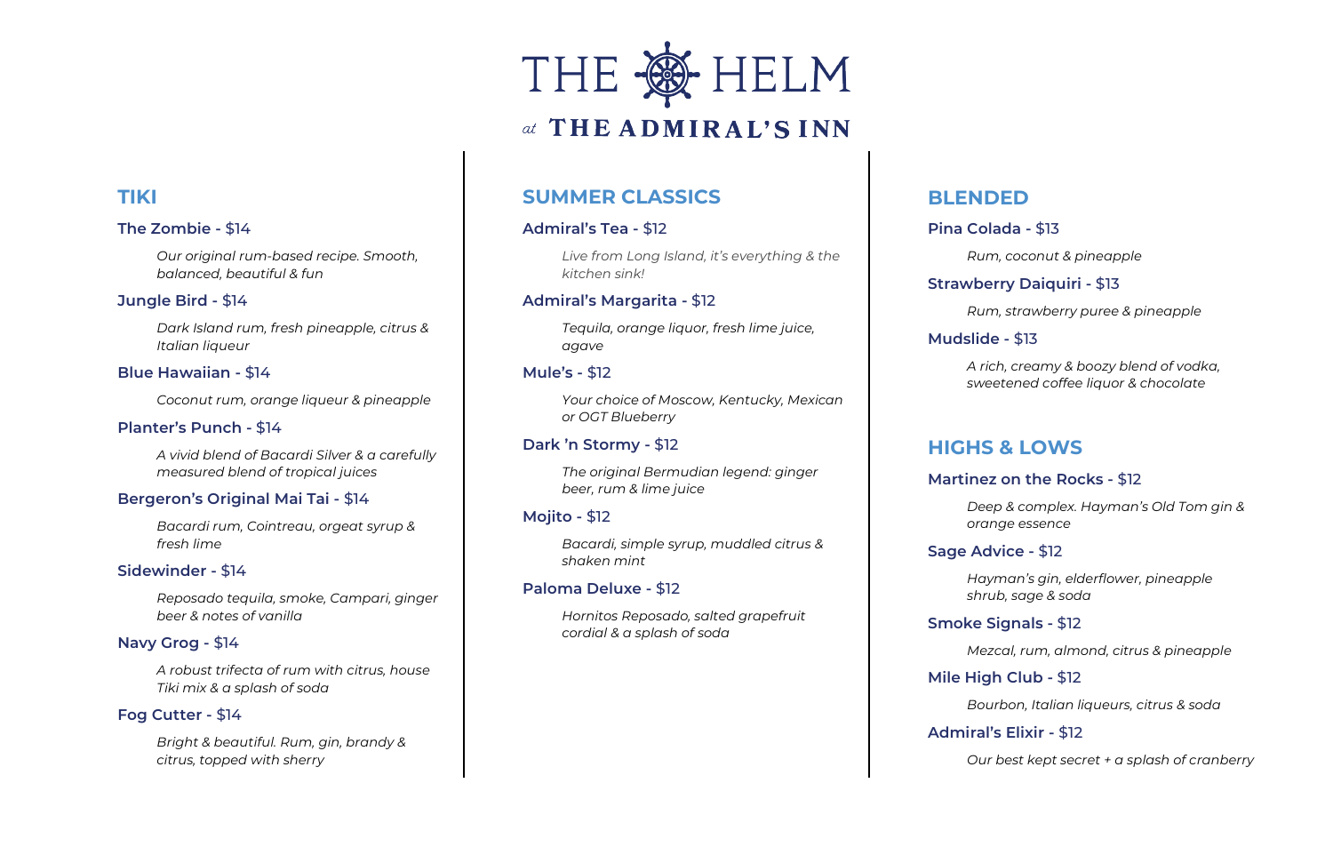# THE HELM

*at* **THE ADMIRAL'S INN**

## TIKI

**The Zombie -** $14

*Our original rum-based recipe. Smooth, balanced, beautiful & fun*

**Jungle Bird -** $14

*Dark Island rum, fresh pineapple, citrus & Italian liqueur*

**Blue Hawaiian -** $14

*Coconut rum, orange liqueur & pineapple*

**Planter's Punch -** $14

*A vivid blend of Bacardi Silver & a carefully measured blend of tropical juices*

**Bergeron's Original Mai Tai -** $14

*Bacardi rum, Cointreau, orgeat syrup & fresh lime*

**Sidewinder -** $14

*Reposado tequila, smoke, Campari, ginger beer & notes of vanilla*

**Navy Grog -** $14

*A robust trifecta of rum with citrus, house Tiki mix & a splash of soda*

**Fog Cutter -** $14

*Bright & beautiful. Rum, gin, brandy & citrus, topped with sherry*

## SUMMER CLASSICS

**Admiral's Tea -** $12

*Live from Long Island, it's everything & the kitchen sink!*

**Admiral's Margarita -** $12

*Tequila, orange liquor, fresh lime juice, agave*

**Mule's -** $12

*Your choice of Moscow, Kentucky, Mexican or OGT Blueberry*

**Dark 'n Stormy -** $12

*The original Bermudian legend: ginger beer, rum & lime juice*

**Mojito -** $12

*Bacardi, simple syrup, muddled citrus & shaken mint*

**Paloma Deluxe -** $12

*Hornitos Reposado, salted grapefruit cordial & a splash of soda*

## BLENDED

**Pina Colada -** $13

*Rum, coconut & pineapple*

**Strawberry Daiquiri -** $13

*Rum, strawberry puree & pineapple*

**Mudslide -** $13

*A rich, creamy & boozy blend of vodka, sweetened coffee liquor & chocolate*

## HIGHS & LOWS

**Martinez on the Rocks -** $12

*Deep & complex. Hayman's Old Tom gin & orange essence*

**Sage Advice -** $12

*Hayman's gin, elderflower, pineapple shrub, sage & soda*

**Smoke Signals -** $12

*Mezcal, rum, almond, citrus & pineapple*

**Mile High Club -** $12

*Bourbon, Italian liqueurs, citrus & soda*

**Admiral's Elixir -** $12

*Our best kept secret + a splash of cranberry*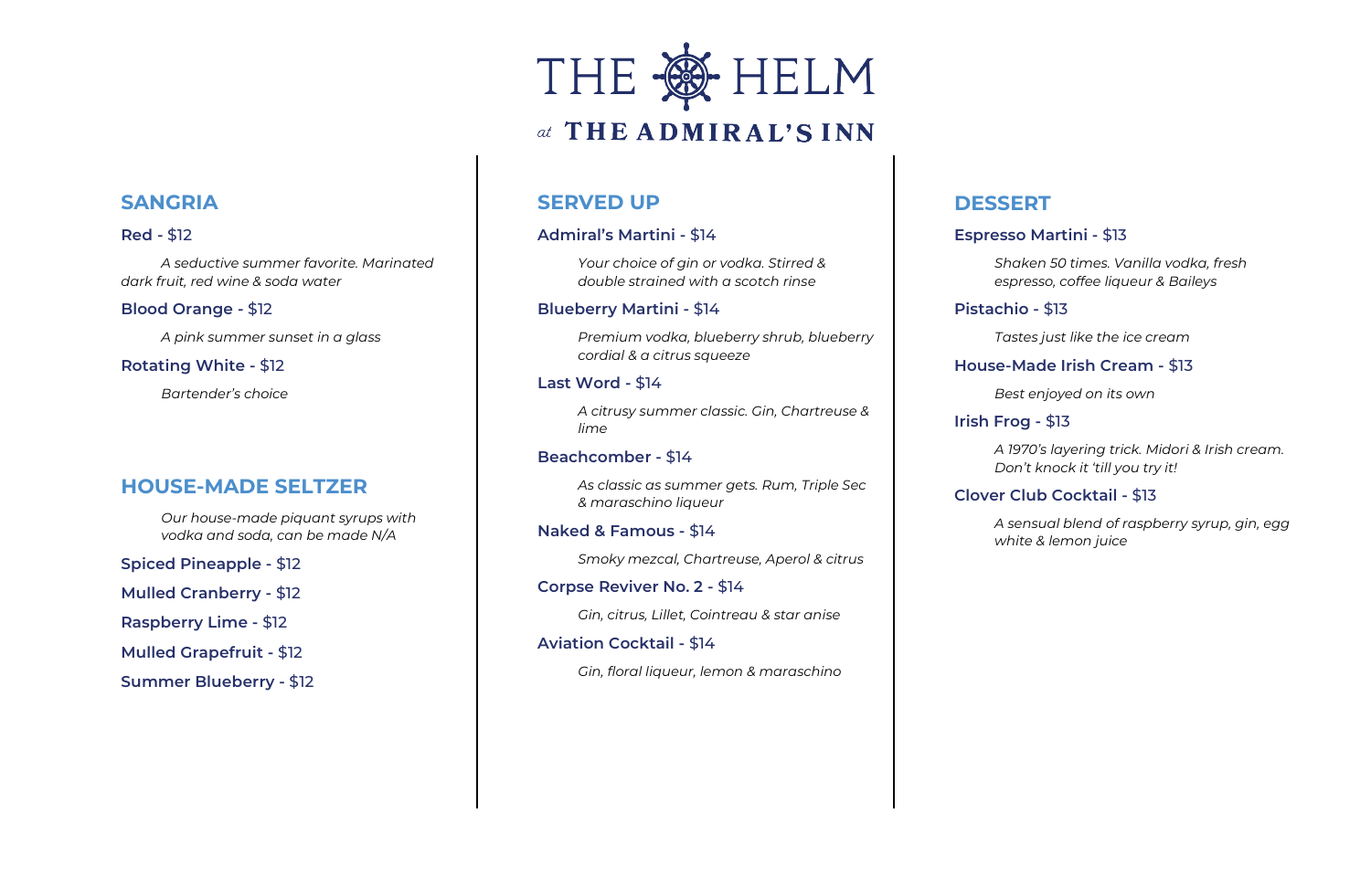# THE HELM

## at THE ADMIRAL'S INN

## SANGRIA

**Red -** $12

*A seductive summer favorite. Marinated dark fruit, red wine & soda water*

**Blood Orange -** $12

*A pink summer sunset in a glass*

**Rotating White -** $12

*Bartender's choice*

## HOUSE-MADE SELTZER

*Our house-made piquant syrups with vodka and soda, can be made N/A*

**Spiced Pineapple -** $12

**Mulled Cranberry -** $12

**Raspberry Lime -** $12

**Mulled Grapefruit -** $12

**Summer Blueberry -** $12

## SERVED UP

**Admiral's Martini -** $14

*Your choice of gin or vodka. Stirred & double strained with a scotch rinse*

**Blueberry Martini -** $14

*Premium vodka, blueberry shrub, blueberry cordial & a citrus squeeze*

**Last Word -** $14

*A citrusy summer classic. Gin, Chartreuse & lime*

**Beachcomber -** $14

*As classic as summer gets. Rum, Triple Sec & maraschino liqueur*

**Naked & Famous -** $14

*Smoky mezcal, Chartreuse, Aperol & citrus*

**Corpse Reviver No. 2 -** $14

*Gin, citrus, Lillet, Cointreau & star anise*

**Aviation Cocktail -** $14

*Gin, floral liqueur, lemon & maraschino*

## DESSERT

**Espresso Martini -** $13

*Shaken 50 times. Vanilla vodka, fresh espresso, coffee liqueur & Baileys*

**Pistachio -** $13

*Tastes just like the ice cream*

**House-Made Irish Cream -** $13

*Best enjoyed on its own*

**Irish Frog -** $13

*A 1970's layering trick. Midori & Irish cream. Don't knock it 'till you try it!*

**Clover Club Cocktail -** $13

*A sensual blend of raspberry syrup, gin, egg white & lemon juice*